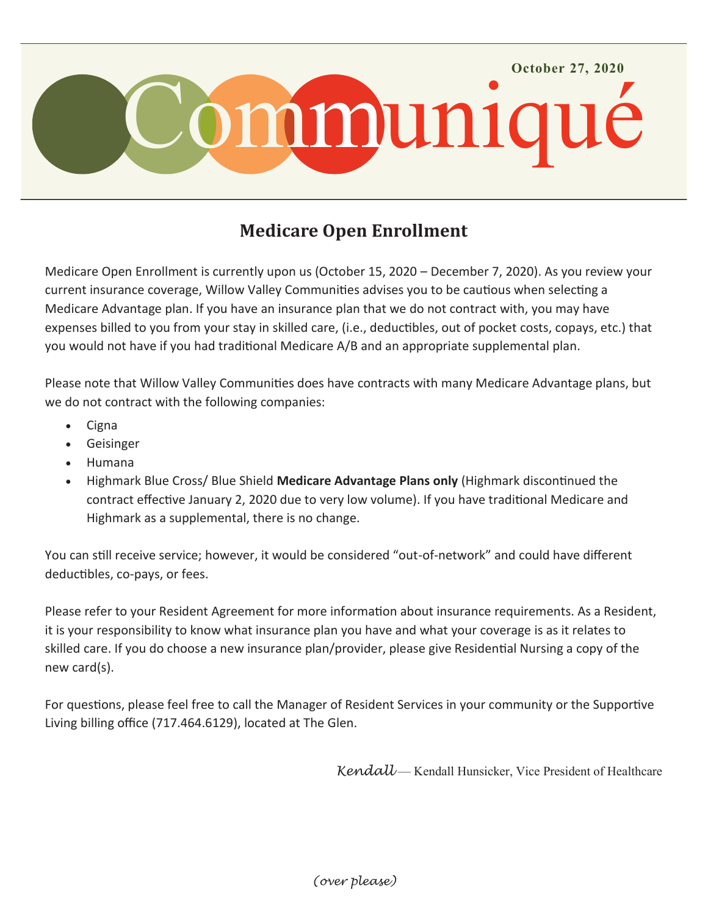# Communiqué

**October 27, 2020**

## Medicare Open Enrollment

Medicare Open Enrollment is currently upon us (October 15, 2020 – December 7, 2020). As you review your current insurance coverage, Willow Valley Communities advises you to be cautious when selecting a Medicare Advantage plan. If you have an insurance plan that we do not contract with, you may have expenses billed to you from your stay in skilled care, (i.e., deductibles, out of pocket costs, copays, etc.) that you would not have if you had traditional Medicare A/B and an appropriate supplemental plan.

Please note that Willow Valley Communities does have contracts with many Medicare Advantage plans, but we do not contract with the following companies:

- Cigna
- Geisinger
- Humana
- Highmark Blue Cross/ Blue Shield **Medicare Advantage Plans only** (Highmark discontinued the contract effective January 2, 2020 due to very low volume). If you have traditional Medicare and Highmark as a supplemental, there is no change.

You can still receive service; however, it would be considered "out-of-network" and could have different deductibles, co-pays, or fees.

Please refer to your Resident Agreement for more information about insurance requirements. As a Resident, it is your responsibility to know what insurance plan you have and what your coverage is as it relates to skilled care. If you do choose a new insurance plan/provider, please give Residential Nursing a copy of the new card(s).

For questions, please feel free to call the Manager of Resident Services in your community or the Supportive Living billing office (717.464.6129), located at The Glen.

*Kendall* — Kendall Hunsicker, Vice President of Healthcare

*(over please)*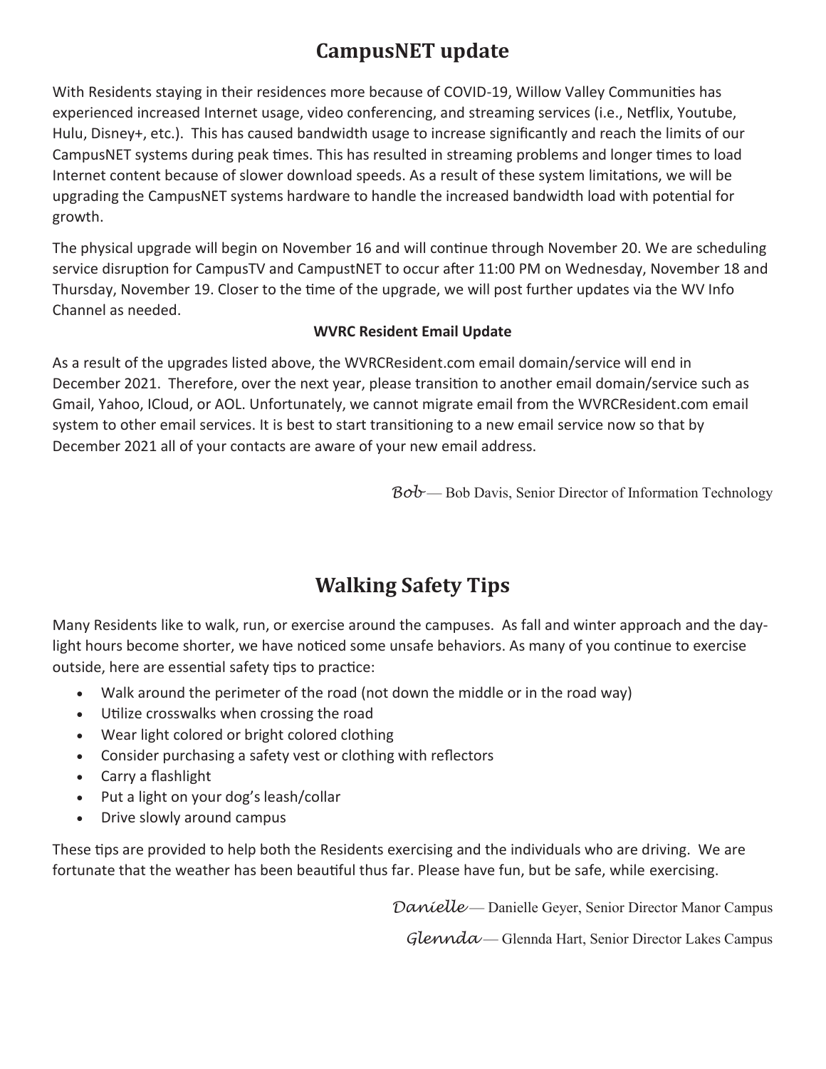## CampusNET update

With Residents staying in their residences more because of COVID-19, Willow Valley Communities has experienced increased Internet usage, video conferencing, and streaming services (i.e., Netflix, Youtube, Hulu, Disney+, etc.). This has caused bandwidth usage to increase significantly and reach the limits of our CampusNET systems during peak times. This has resulted in streaming problems and longer times to load Internet content because of slower download speeds. As a result of these system limitations, we will be upgrading the CampusNET systems hardware to handle the increased bandwidth load with potential for growth.

The physical upgrade will begin on November 16 and will continue through November 20. We are scheduling service disruption for CampusTV and CampustNET to occur after 11:00 PM on Wednesday, November 18 and Thursday, November 19. Closer to the time of the upgrade, we will post further updates via the WV Info Channel as needed.

**WVRC Resident Email Update**

As a result of the upgrades listed above, the WVRCResident.com email domain/service will end in December 2021. Therefore, over the next year, please transition to another email domain/service such as Gmail, Yahoo, ICloud, or AOL. Unfortunately, we cannot migrate email from the WVRCResident.com email system to other email services. It is best to start transitioning to a new email service now so that by December 2021 all of your contacts are aware of your new email address.

*Bob* — Bob Davis, Senior Director of Information Technology

## Walking Safety Tips

Many Residents like to walk, run, or exercise around the campuses. As fall and winter approach and the daylight hours become shorter, we have noticed some unsafe behaviors. As many of you continue to exercise outside, here are essential safety tips to practice:

- Walk around the perimeter of the road (not down the middle or in the road way)
- Utilize crosswalks when crossing the road
- Wear light colored or bright colored clothing
- Consider purchasing a safety vest or clothing with reflectors
- Carry a flashlight
- Put a light on your dog's leash/collar
- Drive slowly around campus

These tips are provided to help both the Residents exercising and the individuals who are driving. We are fortunate that the weather has been beautiful thus far. Please have fun, but be safe, while exercising.

*Danielle* — Danielle Geyer, Senior Director Manor Campus

*Glennda* — Glennda Hart, Senior Director Lakes Campus